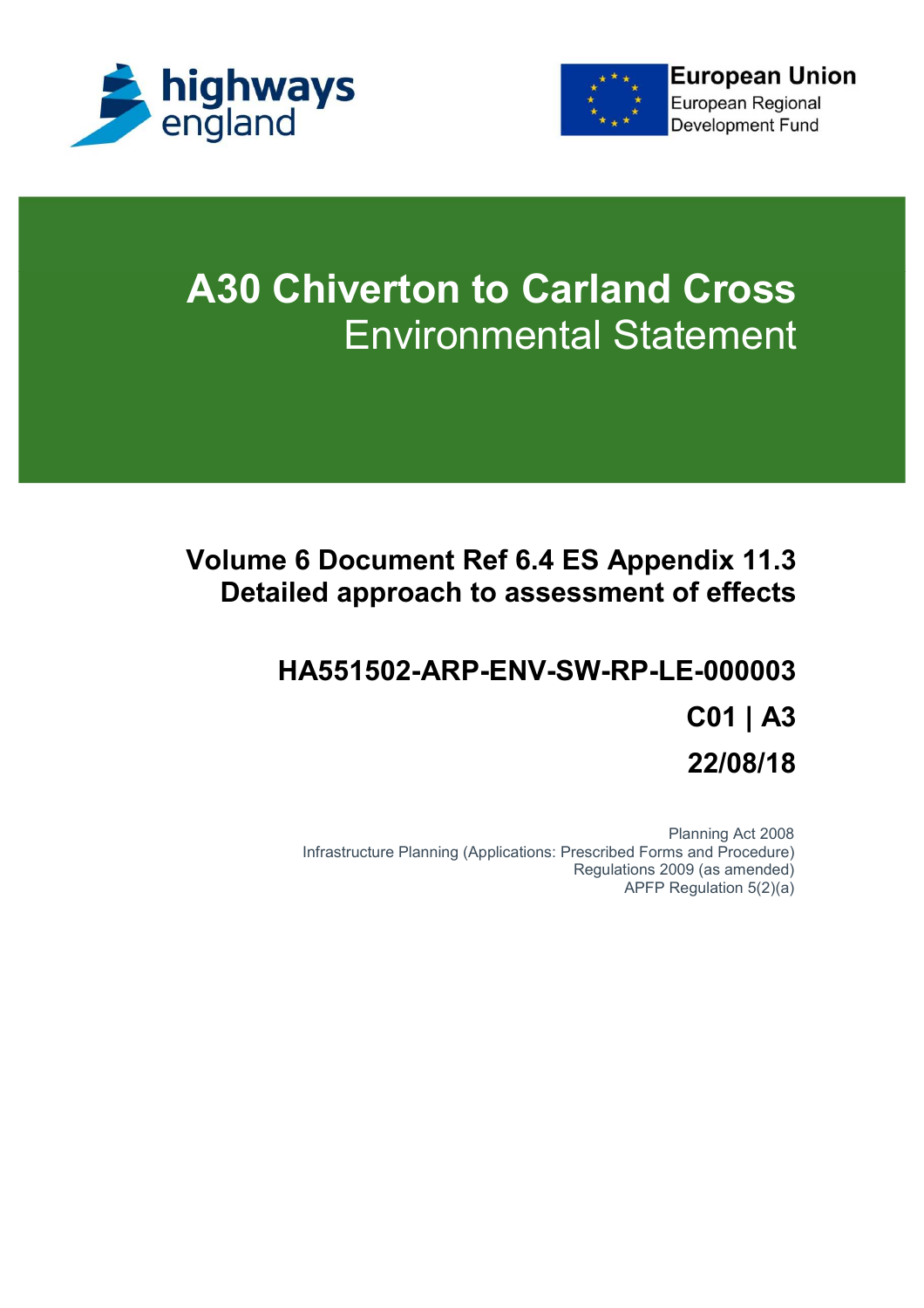highways england

European Union
European Regional Development Fund

# A30 Chiverton to Carland Cross
## Environmental Statement

### Volume 6 Document Ref 6.4 ES Appendix 11.3 Detailed approach to assessment of effects

**HA551502-ARP-ENV-SW-RP-LE-000003**

**C01 | A3**

**22/08/18**

Planning Act 2008
Infrastructure Planning (Applications: Prescribed Forms and Procedure) Regulations 2009 (as amended)
APFP Regulation 5(2)(a)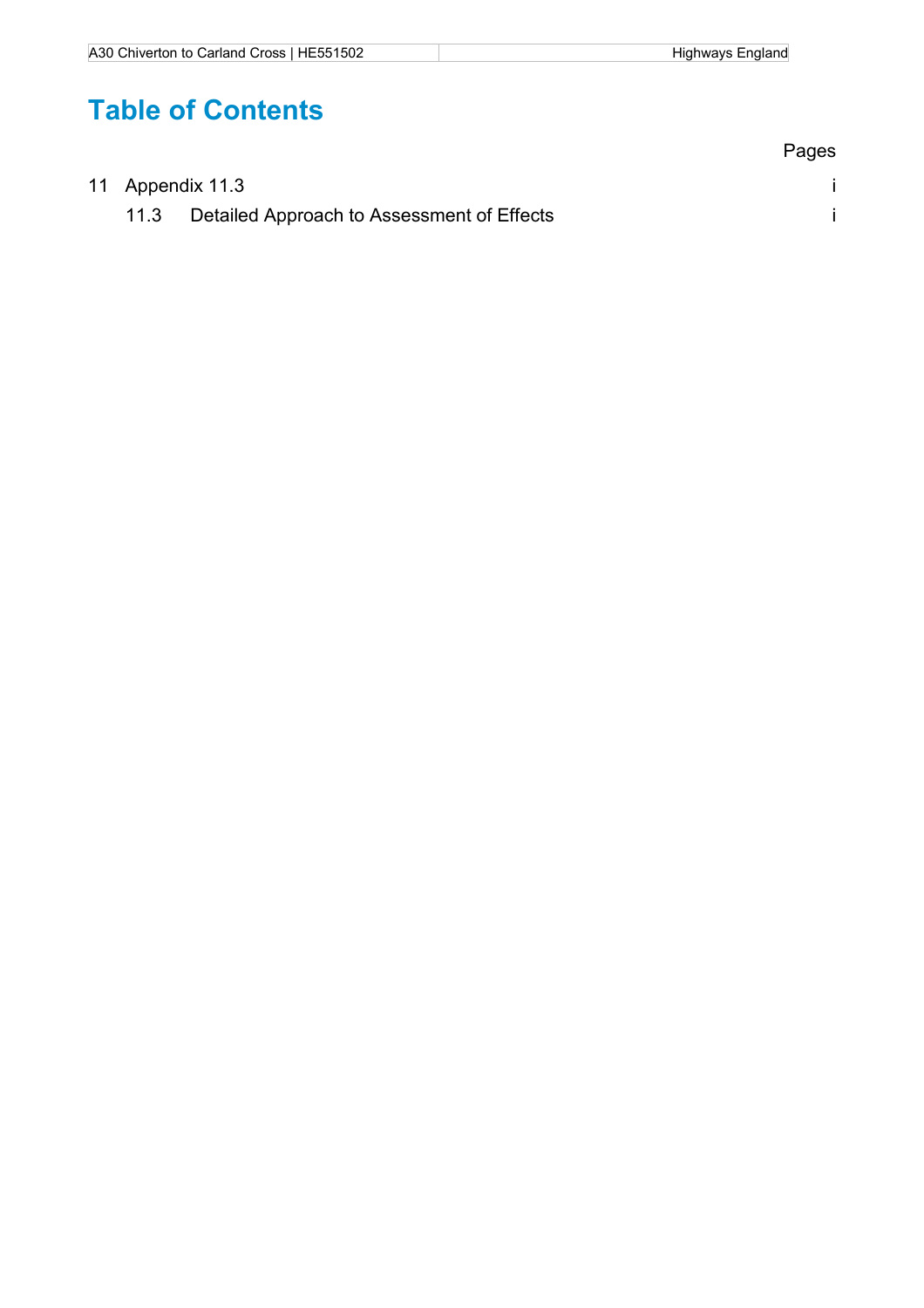# Table of Contents

| | Pages |
|---|---|
| 11 Appendix 11.3 | i |
| 11.3 Detailed Approach to Assessment of Effects | i |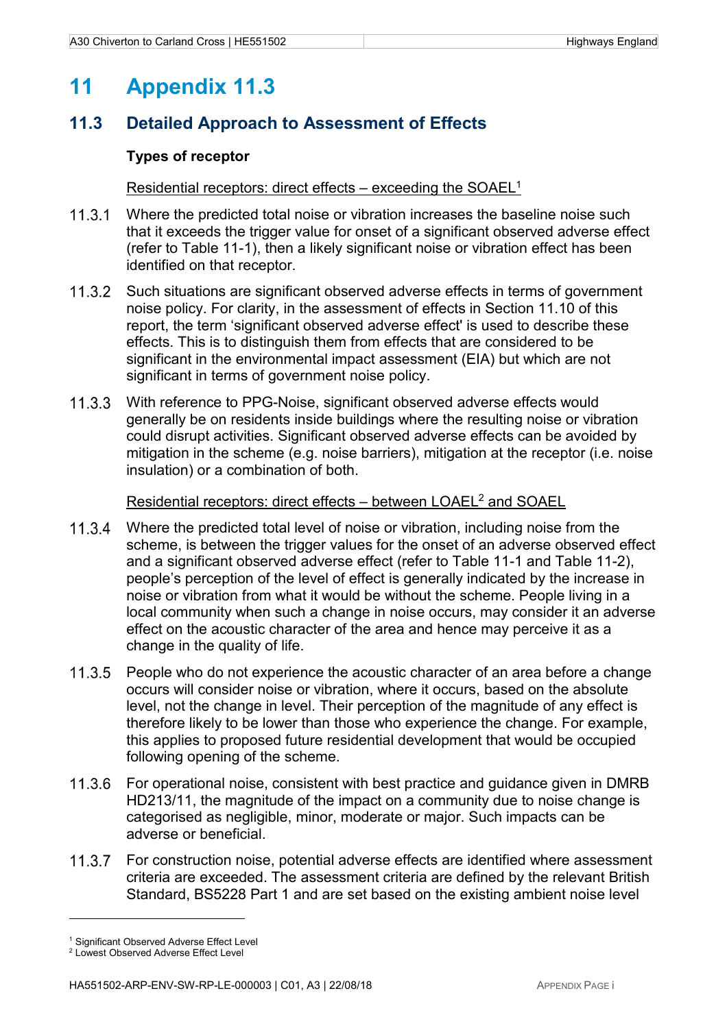# 11 Appendix 11.3

## 11.3 Detailed Approach to Assessment of Effects

**Types of receptor**

Residential receptors: direct effects – exceeding the SOAEL[1]

11.3.1 Where the predicted total noise or vibration increases the baseline noise such that it exceeds the trigger value for onset of a significant observed adverse effect (refer to Table 11-1), then a likely significant noise or vibration effect has been identified on that receptor.

11.3.2 Such situations are significant observed adverse effects in terms of government noise policy. For clarity, in the assessment of effects in Section 11.10 of this report, the term 'significant observed adverse effect' is used to describe these effects. This is to distinguish them from effects that are considered to be significant in the environmental impact assessment (EIA) but which are not significant in terms of government noise policy.

11.3.3 With reference to PPG-Noise, significant observed adverse effects would generally be on residents inside buildings where the resulting noise or vibration could disrupt activities. Significant observed adverse effects can be avoided by mitigation in the scheme (e.g. noise barriers), mitigation at the receptor (i.e. noise insulation) or a combination of both.

Residential receptors: direct effects – between LOAEL[2] and SOAEL

11.3.4 Where the predicted total level of noise or vibration, including noise from the scheme, is between the trigger values for the onset of an adverse observed effect and a significant observed adverse effect (refer to Table 11-1 and Table 11-2), people's perception of the level of effect is generally indicated by the increase in noise or vibration from what it would be without the scheme. People living in a local community when such a change in noise occurs, may consider it an adverse effect on the acoustic character of the area and hence may perceive it as a change in the quality of life.

11.3.5 People who do not experience the acoustic character of an area before a change occurs will consider noise or vibration, where it occurs, based on the absolute level, not the change in level. Their perception of the magnitude of any effect is therefore likely to be lower than those who experience the change. For example, this applies to proposed future residential development that would be occupied following opening of the scheme.

11.3.6 For operational noise, consistent with best practice and guidance given in DMRB HD213/11, the magnitude of the impact on a community due to noise change is categorised as negligible, minor, moderate or major. Such impacts can be adverse or beneficial.

11.3.7 For construction noise, potential adverse effects are identified where assessment criteria are exceeded. The assessment criteria are defined by the relevant British Standard, BS5228 Part 1 and are set based on the existing ambient noise level

[1] Significant Observed Adverse Effect Level

[2] Lowest Observed Adverse Effect Level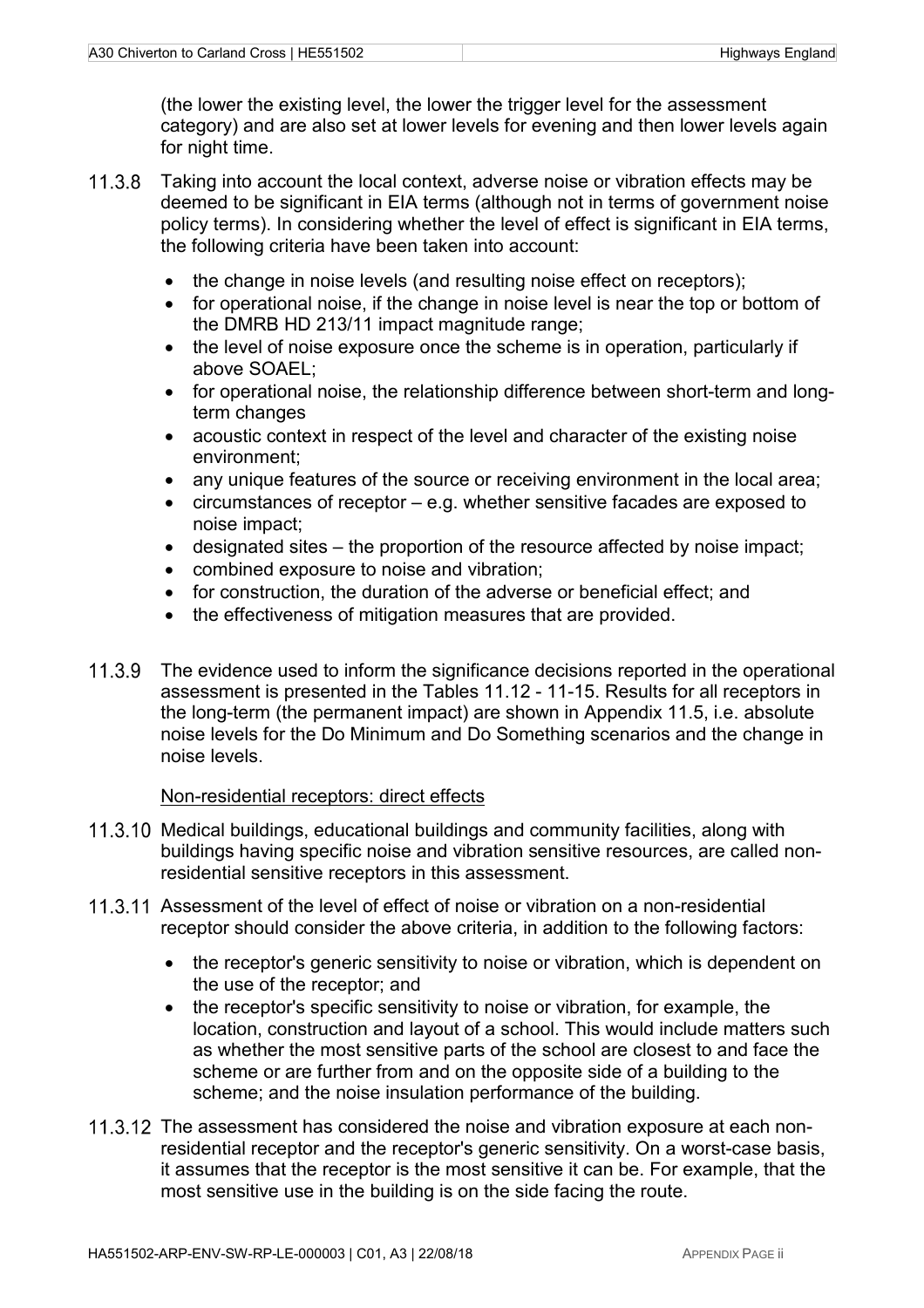(the lower the existing level, the lower the trigger level for the assessment category) and are also set at lower levels for evening and then lower levels again for night time.

11.3.8 Taking into account the local context, adverse noise or vibration effects may be deemed to be significant in EIA terms (although not in terms of government noise policy terms). In considering whether the level of effect is significant in EIA terms, the following criteria have been taken into account:

- the change in noise levels (and resulting noise effect on receptors);
- for operational noise, if the change in noise level is near the top or bottom of the DMRB HD 213/11 impact magnitude range;
- the level of noise exposure once the scheme is in operation, particularly if above SOAEL;
- for operational noise, the relationship difference between short-term and long-term changes
- acoustic context in respect of the level and character of the existing noise environment;
- any unique features of the source or receiving environment in the local area;
- circumstances of receptor – e.g. whether sensitive facades are exposed to noise impact;
- designated sites – the proportion of the resource affected by noise impact;
- combined exposure to noise and vibration;
- for construction, the duration of the adverse or beneficial effect; and
- the effectiveness of mitigation measures that are provided.

11.3.9 The evidence used to inform the significance decisions reported in the operational assessment is presented in the Tables 11.12 - 11-15. Results for all receptors in the long-term (the permanent impact) are shown in Appendix 11.5, i.e. absolute noise levels for the Do Minimum and Do Something scenarios and the change in noise levels.

Non-residential receptors: direct effects

11.3.10 Medical buildings, educational buildings and community facilities, along with buildings having specific noise and vibration sensitive resources, are called non-residential sensitive receptors in this assessment.

11.3.11 Assessment of the level of effect of noise or vibration on a non-residential receptor should consider the above criteria, in addition to the following factors:

- the receptor's generic sensitivity to noise or vibration, which is dependent on the use of the receptor; and
- the receptor's specific sensitivity to noise or vibration, for example, the location, construction and layout of a school. This would include matters such as whether the most sensitive parts of the school are closest to and face the scheme or are further from and on the opposite side of a building to the scheme; and the noise insulation performance of the building.

11.3.12 The assessment has considered the noise and vibration exposure at each non-residential receptor and the receptor's generic sensitivity. On a worst-case basis, it assumes that the receptor is the most sensitive it can be. For example, that the most sensitive use in the building is on the side facing the route.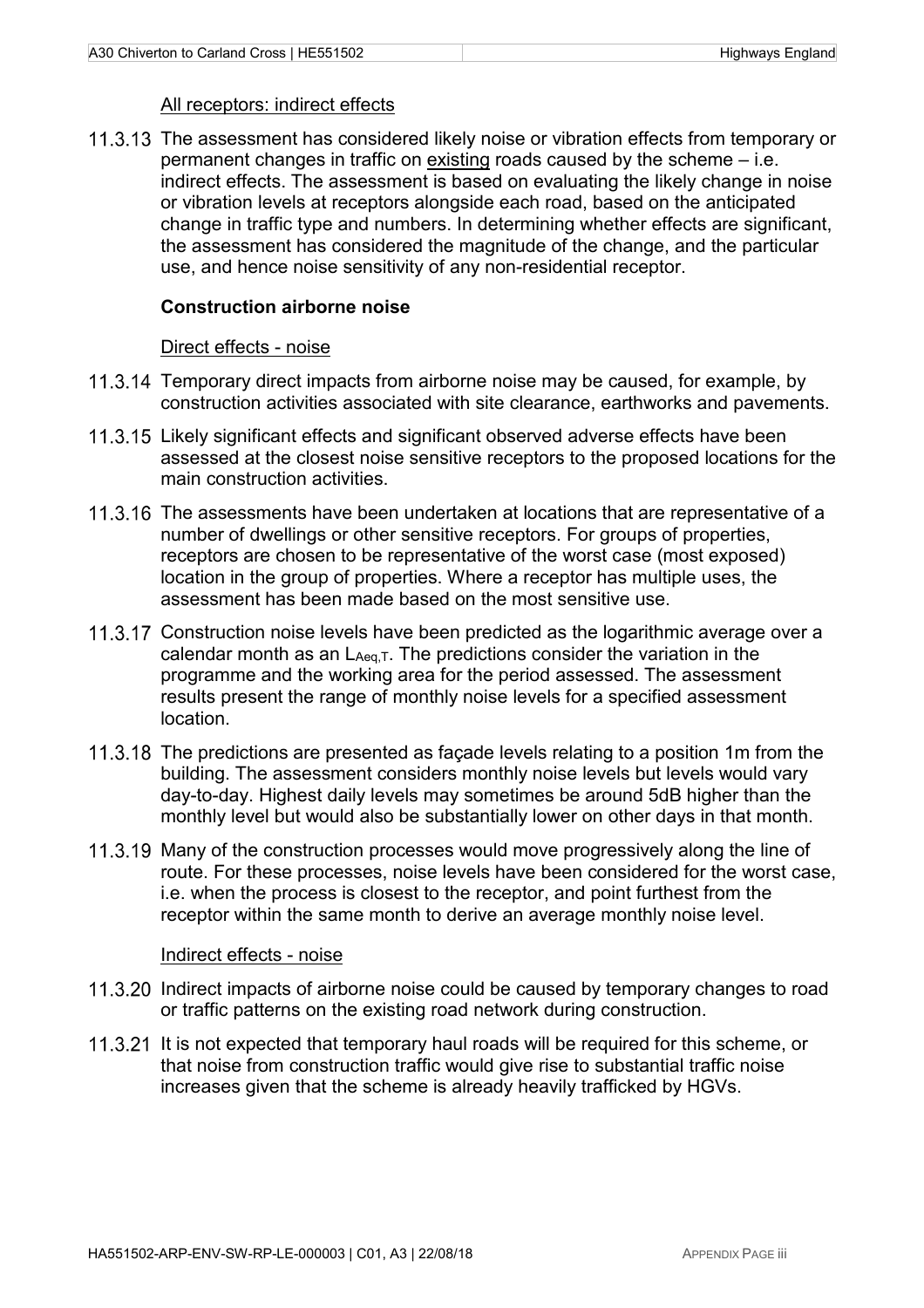All receptors: indirect effects

11.3.13 The assessment has considered likely noise or vibration effects from temporary or permanent changes in traffic on existing roads caused by the scheme – i.e. indirect effects. The assessment is based on evaluating the likely change in noise or vibration levels at receptors alongside each road, based on the anticipated change in traffic type and numbers. In determining whether effects are significant, the assessment has considered the magnitude of the change, and the particular use, and hence noise sensitivity of any non-residential receptor.

**Construction airborne noise**

Direct effects - noise

11.3.14 Temporary direct impacts from airborne noise may be caused, for example, by construction activities associated with site clearance, earthworks and pavements.

11.3.15 Likely significant effects and significant observed adverse effects have been assessed at the closest noise sensitive receptors to the proposed locations for the main construction activities.

11.3.16 The assessments have been undertaken at locations that are representative of a number of dwellings or other sensitive receptors. For groups of properties, receptors are chosen to be representative of the worst case (most exposed) location in the group of properties. Where a receptor has multiple uses, the assessment has been made based on the most sensitive use.

11.3.17 Construction noise levels have been predicted as the logarithmic average over a calendar month as an $L_{Aeq,T}$. The predictions consider the variation in the programme and the working area for the period assessed. The assessment results present the range of monthly noise levels for a specified assessment location.

11.3.18 The predictions are presented as façade levels relating to a position 1m from the building. The assessment considers monthly noise levels but levels would vary day-to-day. Highest daily levels may sometimes be around 5dB higher than the monthly level but would also be substantially lower on other days in that month.

11.3.19 Many of the construction processes would move progressively along the line of route. For these processes, noise levels have been considered for the worst case, i.e. when the process is closest to the receptor, and point furthest from the receptor within the same month to derive an average monthly noise level.

Indirect effects - noise

11.3.20 Indirect impacts of airborne noise could be caused by temporary changes to road or traffic patterns on the existing road network during construction.

11.3.21 It is not expected that temporary haul roads will be required for this scheme, or that noise from construction traffic would give rise to substantial traffic noise increases given that the scheme is already heavily trafficked by HGVs.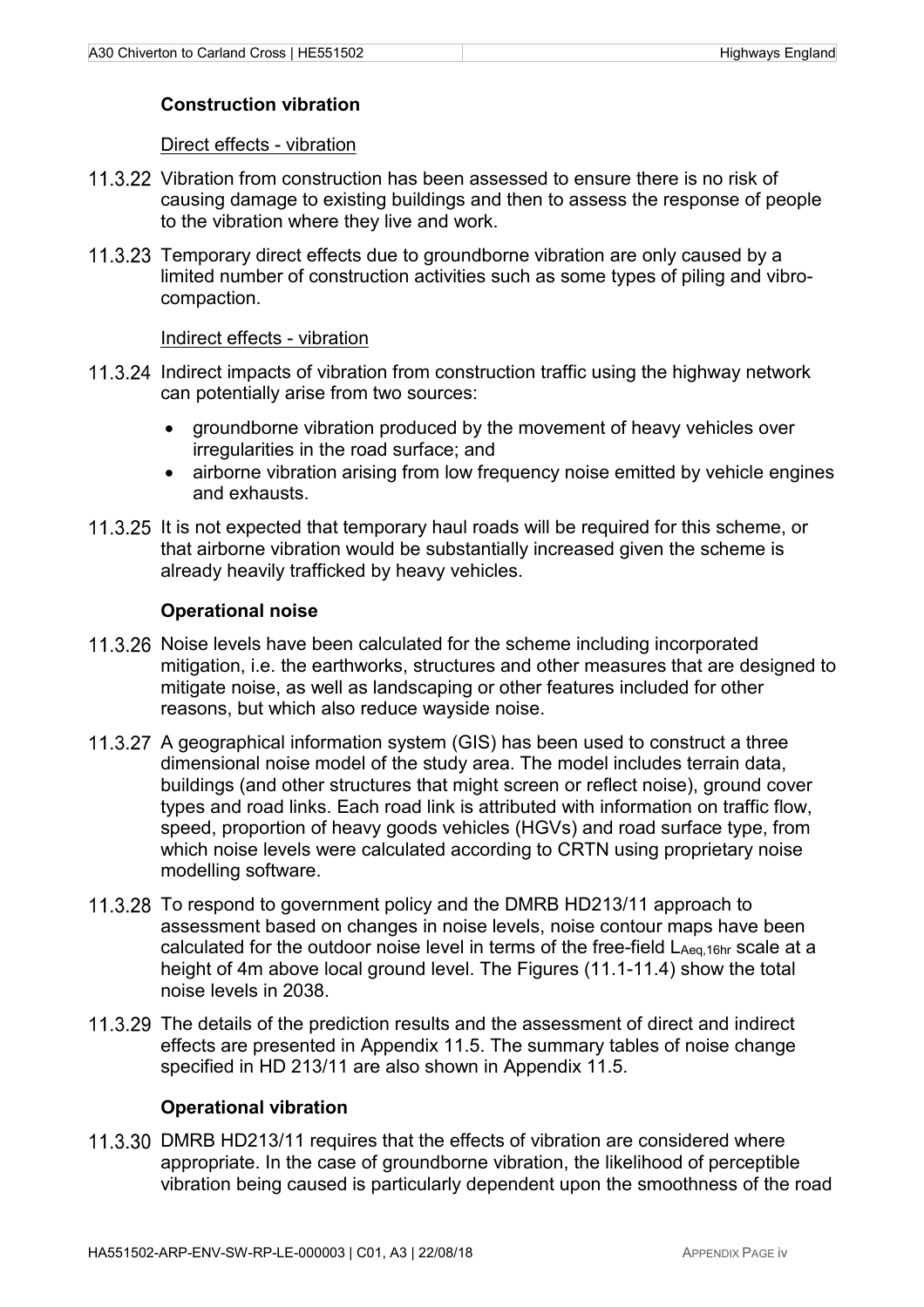### Construction vibration

Direct effects - vibration

11.3.22 Vibration from construction has been assessed to ensure there is no risk of causing damage to existing buildings and then to assess the response of people to the vibration where they live and work.

11.3.23 Temporary direct effects due to groundborne vibration are only caused by a limited number of construction activities such as some types of piling and vibro-compaction.

Indirect effects - vibration

11.3.24 Indirect impacts of vibration from construction traffic using the highway network can potentially arise from two sources:

- groundborne vibration produced by the movement of heavy vehicles over irregularities in the road surface; and
- airborne vibration arising from low frequency noise emitted by vehicle engines and exhausts.

11.3.25 It is not expected that temporary haul roads will be required for this scheme, or that airborne vibration would be substantially increased given the scheme is already heavily trafficked by heavy vehicles.

### Operational noise

11.3.26 Noise levels have been calculated for the scheme including incorporated mitigation, i.e. the earthworks, structures and other measures that are designed to mitigate noise, as well as landscaping or other features included for other reasons, but which also reduce wayside noise.

11.3.27 A geographical information system (GIS) has been used to construct a three dimensional noise model of the study area. The model includes terrain data, buildings (and other structures that might screen or reflect noise), ground cover types and road links. Each road link is attributed with information on traffic flow, speed, proportion of heavy goods vehicles (HGVs) and road surface type, from which noise levels were calculated according to CRTN using proprietary noise modelling software.

11.3.28 To respond to government policy and the DMRB HD213/11 approach to assessment based on changes in noise levels, noise contour maps have been calculated for the outdoor noise level in terms of the free-field $L_{Aeq,16hr}$ scale at a height of 4m above local ground level. The Figures (11.1-11.4) show the total noise levels in 2038.

11.3.29 The details of the prediction results and the assessment of direct and indirect effects are presented in Appendix 11.5. The summary tables of noise change specified in HD 213/11 are also shown in Appendix 11.5.

### Operational vibration

11.3.30 DMRB HD213/11 requires that the effects of vibration are considered where appropriate. In the case of groundborne vibration, the likelihood of perceptible vibration being caused is particularly dependent upon the smoothness of the road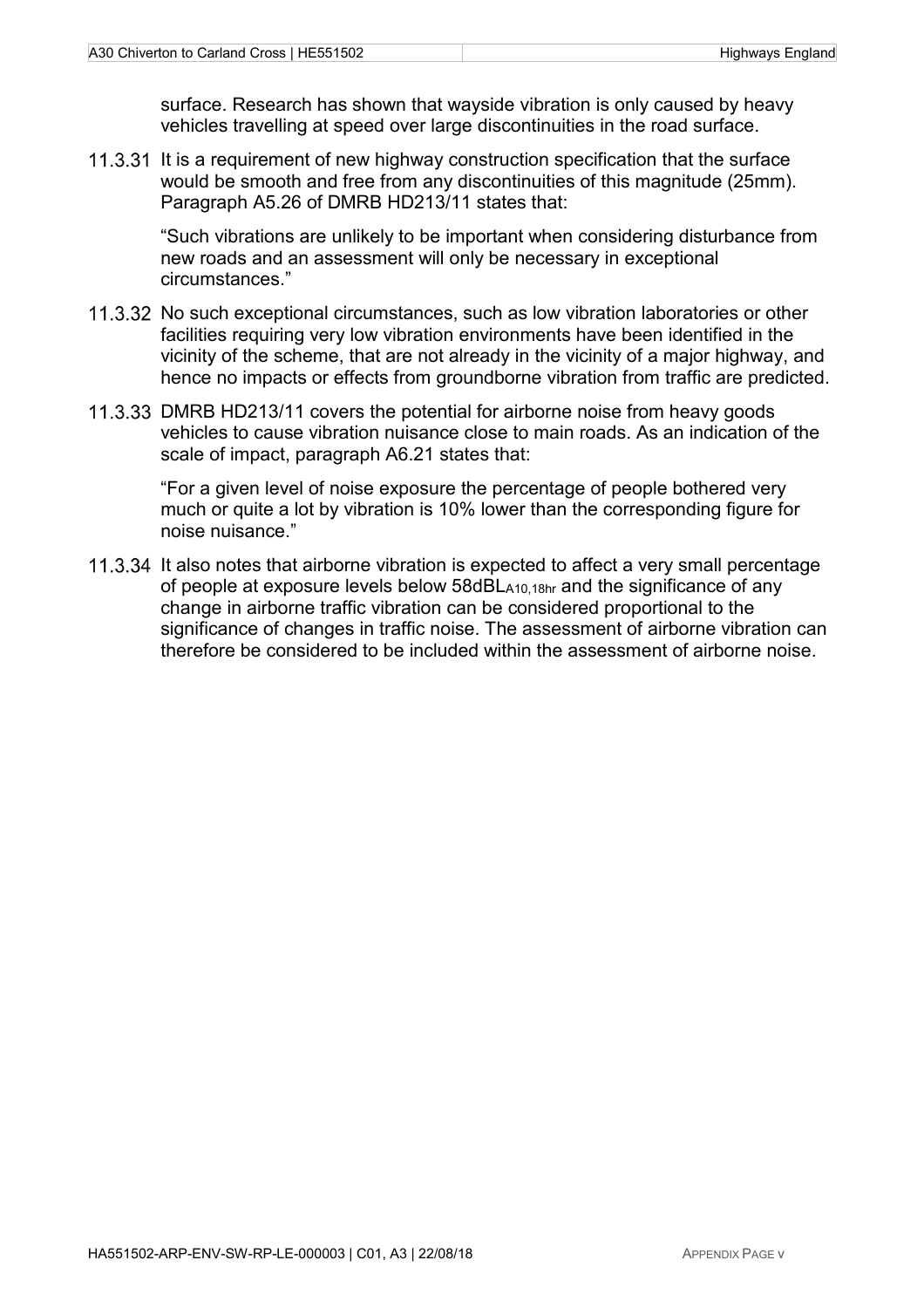surface. Research has shown that wayside vibration is only caused by heavy vehicles travelling at speed over large discontinuities in the road surface.

11.3.31 It is a requirement of new highway construction specification that the surface would be smooth and free from any discontinuities of this magnitude (25mm). Paragraph A5.26 of DMRB HD213/11 states that:

> "Such vibrations are unlikely to be important when considering disturbance from new roads and an assessment will only be necessary in exceptional circumstances."

11.3.32 No such exceptional circumstances, such as low vibration laboratories or other facilities requiring very low vibration environments have been identified in the vicinity of the scheme, that are not already in the vicinity of a major highway, and hence no impacts or effects from groundborne vibration from traffic are predicted.

11.3.33 DMRB HD213/11 covers the potential for airborne noise from heavy goods vehicles to cause vibration nuisance close to main roads. As an indication of the scale of impact, paragraph A6.21 states that:

> "For a given level of noise exposure the percentage of people bothered very much or quite a lot by vibration is 10% lower than the corresponding figure for noise nuisance."

11.3.34 It also notes that airborne vibration is expected to affect a very small percentage of people at exposure levels below 58dB$L_{A10,18hr}$ and the significance of any change in airborne traffic vibration can be considered proportional to the significance of changes in traffic noise. The assessment of airborne vibration can therefore be considered to be included within the assessment of airborne noise.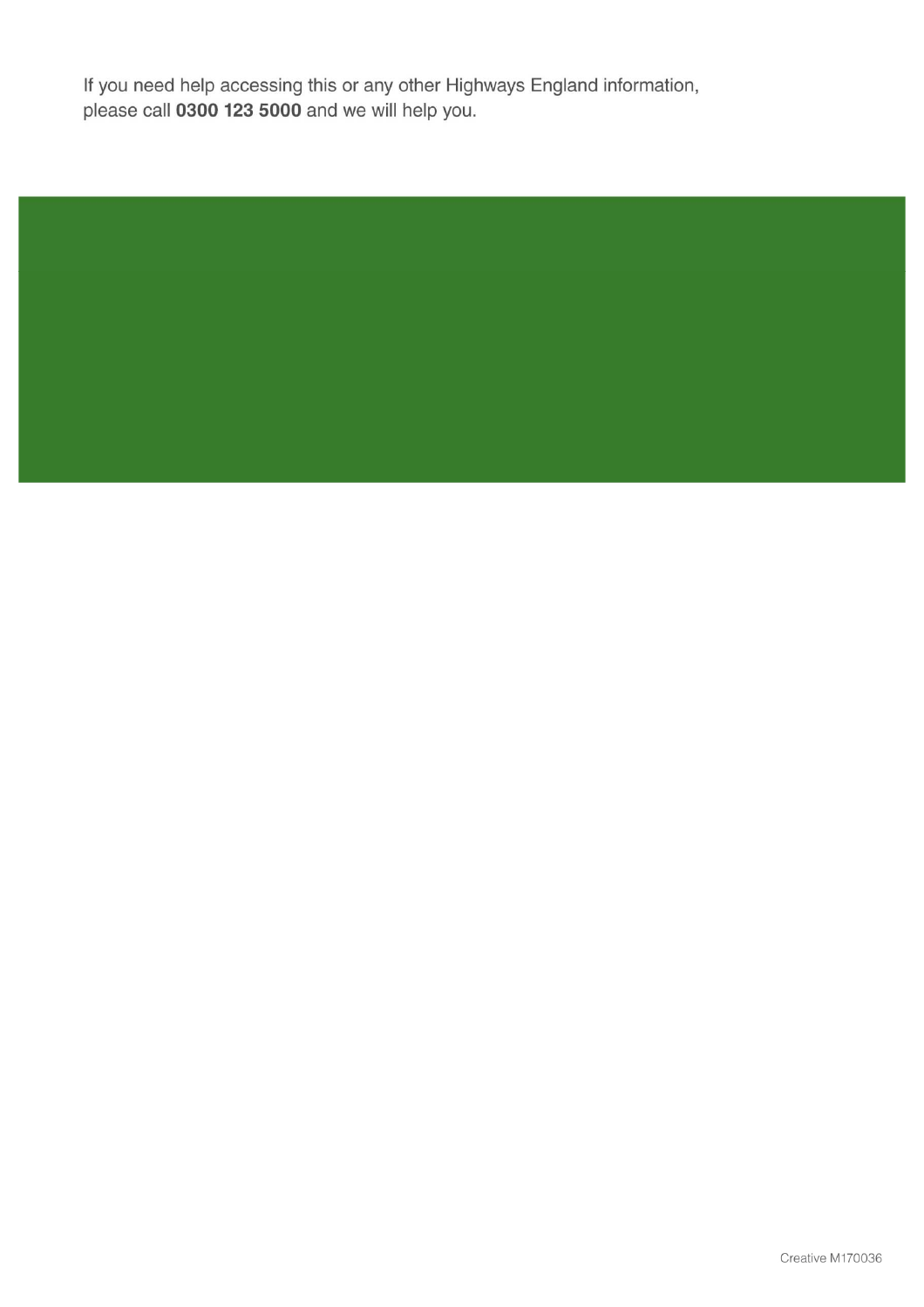If you need help accessing this or any other Highways England information, please call **0300 123 5000** and we will help you.

Creative M170036